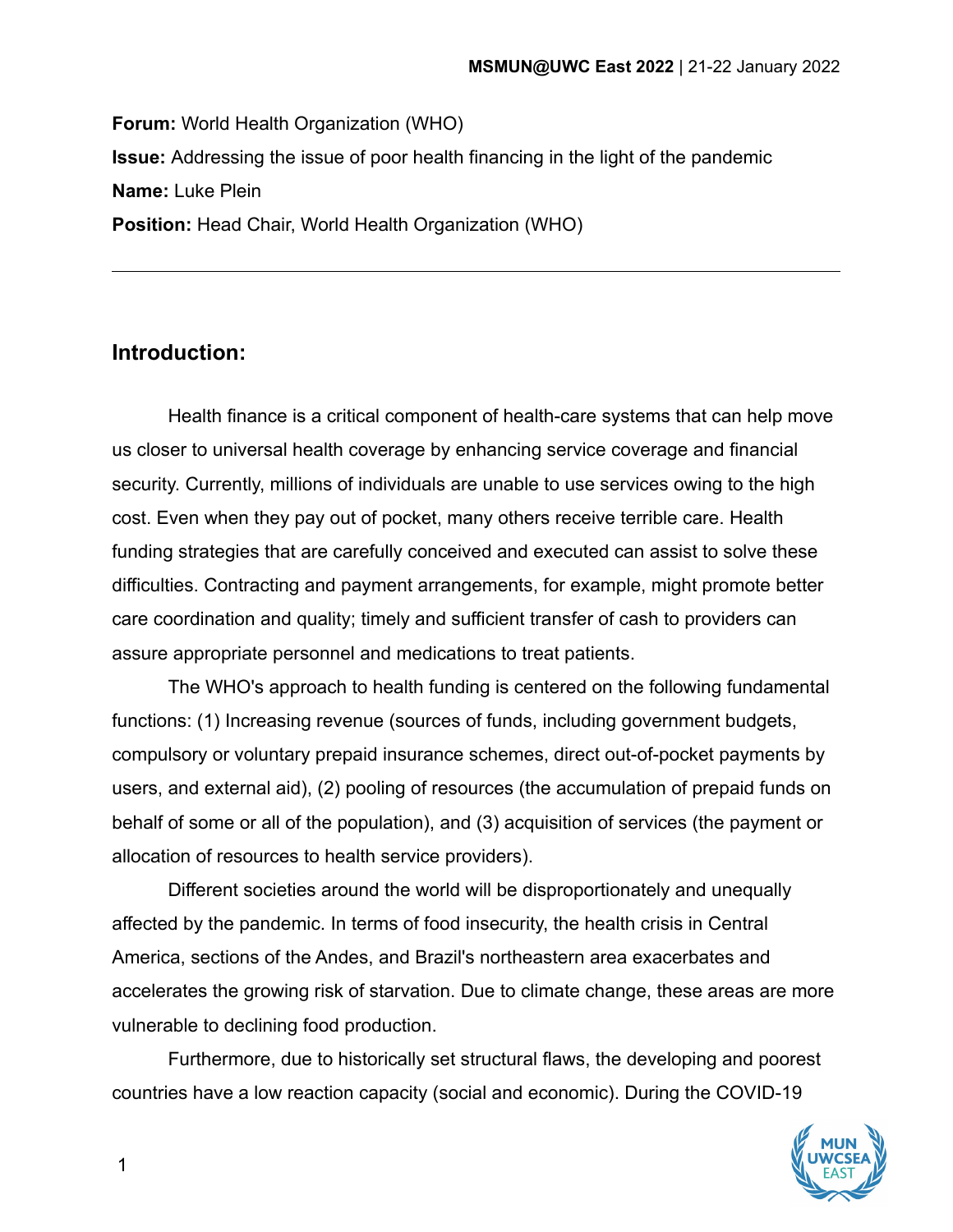**Forum:** World Health Organization (WHO)

**Issue:** Addressing the issue of poor health financing in the light of the pandemic

**Name:** Luke Plein

**Position:** Head Chair, World Health Organization (WHO)

---

## Introduction:

Health finance is a critical component of health-care systems that can help move us closer to universal health coverage by enhancing service coverage and financial security. Currently, millions of individuals are unable to use services owing to the high cost. Even when they pay out of pocket, many others receive terrible care. Health funding strategies that are carefully conceived and executed can assist to solve these difficulties. Contracting and payment arrangements, for example, might promote better care coordination and quality; timely and sufficient transfer of cash to providers can assure appropriate personnel and medications to treat patients.

The WHO's approach to health funding is centered on the following fundamental functions: (1) Increasing revenue (sources of funds, including government budgets, compulsory or voluntary prepaid insurance schemes, direct out-of-pocket payments by users, and external aid), (2) pooling of resources (the accumulation of prepaid funds on behalf of some or all of the population), and (3) acquisition of services (the payment or allocation of resources to health service providers).

Different societies around the world will be disproportionately and unequally affected by the pandemic. In terms of food insecurity, the health crisis in Central America, sections of the Andes, and Brazil's northeastern area exacerbates and accelerates the growing risk of starvation. Due to climate change, these areas are more vulnerable to declining food production.

Furthermore, due to historically set structural flaws, the developing and poorest countries have a low reaction capacity (social and economic). During the COVID-19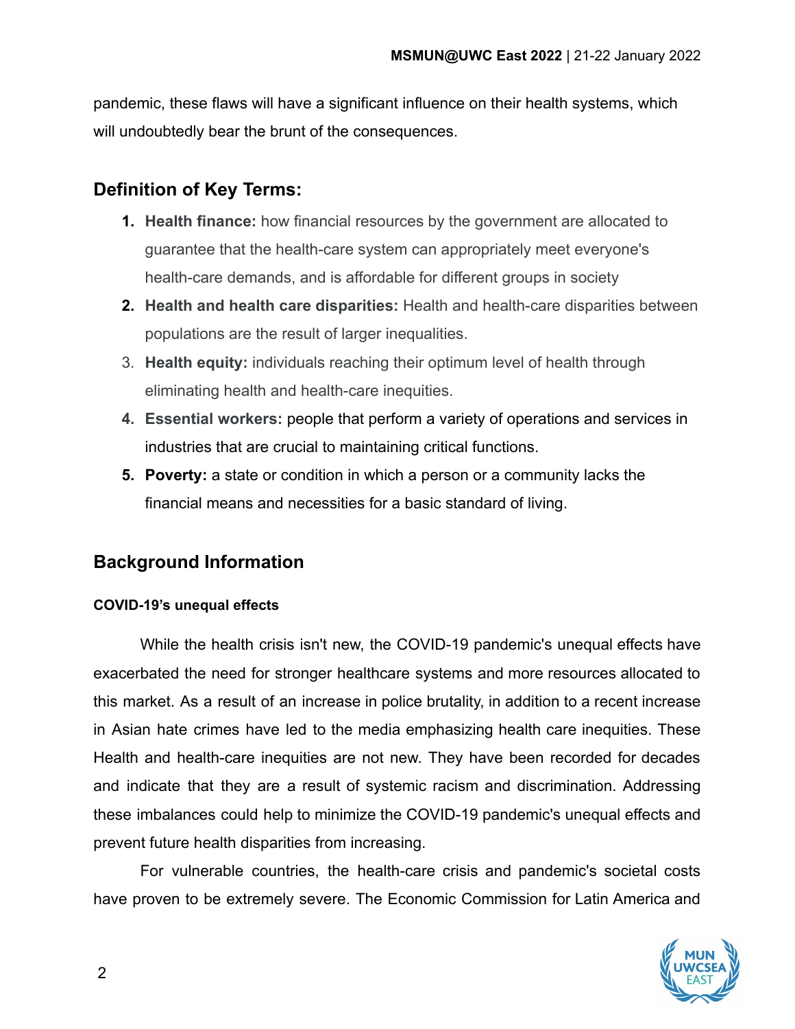pandemic, these flaws will have a significant influence on their health systems, which will undoubtedly bear the brunt of the consequences.

## Definition of Key Terms:

1. **Health finance:** how financial resources by the government are allocated to guarantee that the health-care system can appropriately meet everyone's health-care demands, and is affordable for different groups in society
2. **Health and health care disparities:** Health and health-care disparities between populations are the result of larger inequalities.
3. **Health equity:** individuals reaching their optimum level of health through eliminating health and health-care inequities.
4. **Essential workers:** people that perform a variety of operations and services in industries that are crucial to maintaining critical functions.
5. **Poverty:** a state or condition in which a person or a community lacks the financial means and necessities for a basic standard of living.

## Background Information

#### COVID-19's unequal effects

While the health crisis isn't new, the COVID-19 pandemic's unequal effects have exacerbated the need for stronger healthcare systems and more resources allocated to this market. As a result of an increase in police brutality, in addition to a recent increase in Asian hate crimes have led to the media emphasizing health care inequities. These Health and health-care inequities are not new. They have been recorded for decades and indicate that they are a result of systemic racism and discrimination. Addressing these imbalances could help to minimize the COVID-19 pandemic's unequal effects and prevent future health disparities from increasing.

For vulnerable countries, the health-care crisis and pandemic's societal costs have proven to be extremely severe. The Economic Commission for Latin America and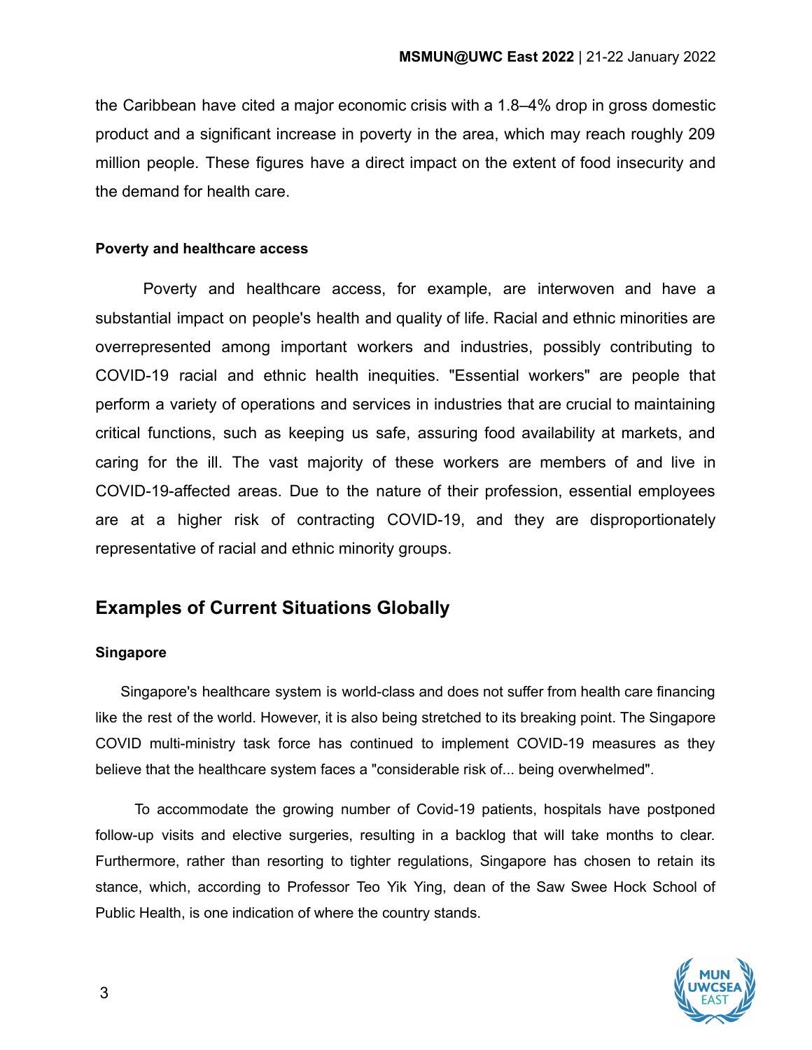the Caribbean have cited a major economic crisis with a 1.8–4% drop in gross domestic product and a significant increase in poverty in the area, which may reach roughly 209 million people. These figures have a direct impact on the extent of food insecurity and the demand for health care.

### Poverty and healthcare access

Poverty and healthcare access, for example, are interwoven and have a substantial impact on people's health and quality of life. Racial and ethnic minorities are overrepresented among important workers and industries, possibly contributing to COVID-19 racial and ethnic health inequities. "Essential workers" are people that perform a variety of operations and services in industries that are crucial to maintaining critical functions, such as keeping us safe, assuring food availability at markets, and caring for the ill. The vast majority of these workers are members of and live in COVID-19-affected areas. Due to the nature of their profession, essential employees are at a higher risk of contracting COVID-19, and they are disproportionately representative of racial and ethnic minority groups.

## Examples of Current Situations Globally

### Singapore

Singapore's healthcare system is world-class and does not suffer from health care financing like the rest of the world. However, it is also being stretched to its breaking point. The Singapore COVID multi-ministry task force has continued to implement COVID-19 measures as they believe that the healthcare system faces a "considerable risk of... being overwhelmed".

To accommodate the growing number of Covid-19 patients, hospitals have postponed follow-up visits and elective surgeries, resulting in a backlog that will take months to clear. Furthermore, rather than resorting to tighter regulations, Singapore has chosen to retain its stance, which, according to Professor Teo Yik Ying, dean of the Saw Swee Hock School of Public Health, is one indication of where the country stands.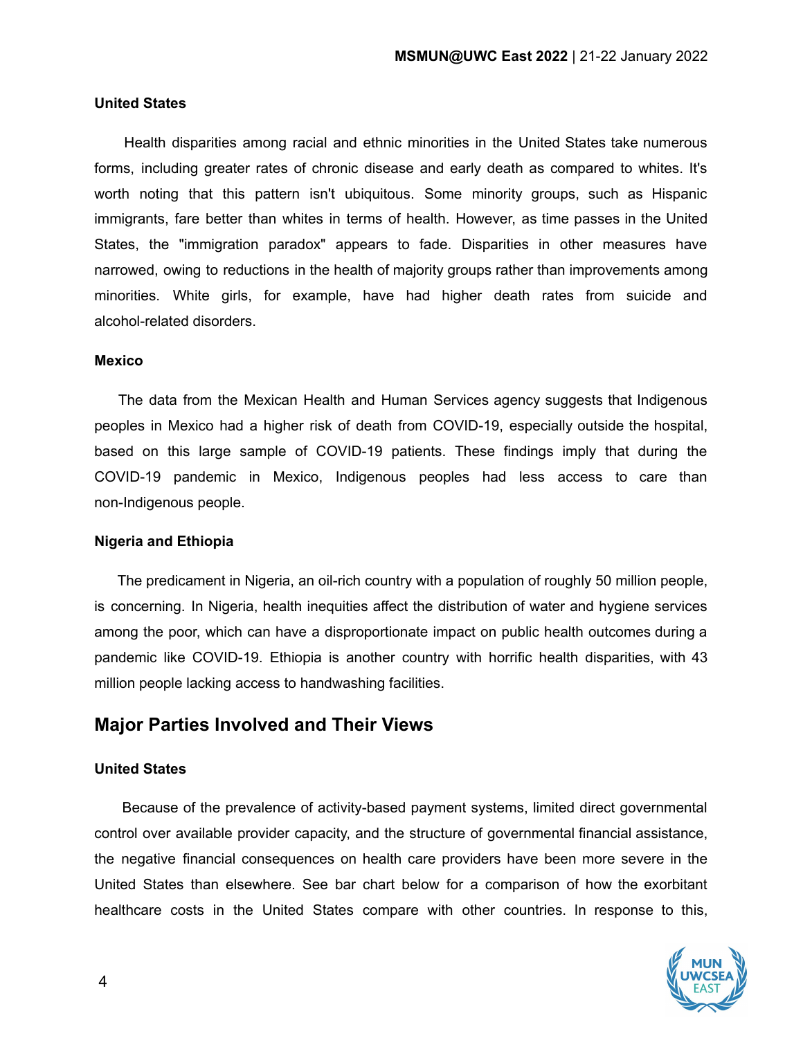#### United States

Health disparities among racial and ethnic minorities in the United States take numerous forms, including greater rates of chronic disease and early death as compared to whites. It's worth noting that this pattern isn't ubiquitous. Some minority groups, such as Hispanic immigrants, fare better than whites in terms of health. However, as time passes in the United States, the "immigration paradox" appears to fade. Disparities in other measures have narrowed, owing to reductions in the health of majority groups rather than improvements among minorities. White girls, for example, have had higher death rates from suicide and alcohol-related disorders.

#### Mexico

The data from the Mexican Health and Human Services agency suggests that Indigenous peoples in Mexico had a higher risk of death from COVID-19, especially outside the hospital, based on this large sample of COVID-19 patients. These findings imply that during the COVID-19 pandemic in Mexico, Indigenous peoples had less access to care than non-Indigenous people.

#### Nigeria and Ethiopia

The predicament in Nigeria, an oil-rich country with a population of roughly 50 million people, is concerning. In Nigeria, health inequities affect the distribution of water and hygiene services among the poor, which can have a disproportionate impact on public health outcomes during a pandemic like COVID-19. Ethiopia is another country with horrific health disparities, with 43 million people lacking access to handwashing facilities.

## Major Parties Involved and Their Views

#### United States

Because of the prevalence of activity-based payment systems, limited direct governmental control over available provider capacity, and the structure of governmental financial assistance, the negative financial consequences on health care providers have been more severe in the United States than elsewhere. See bar chart below for a comparison of how the exorbitant healthcare costs in the United States compare with other countries. In response to this,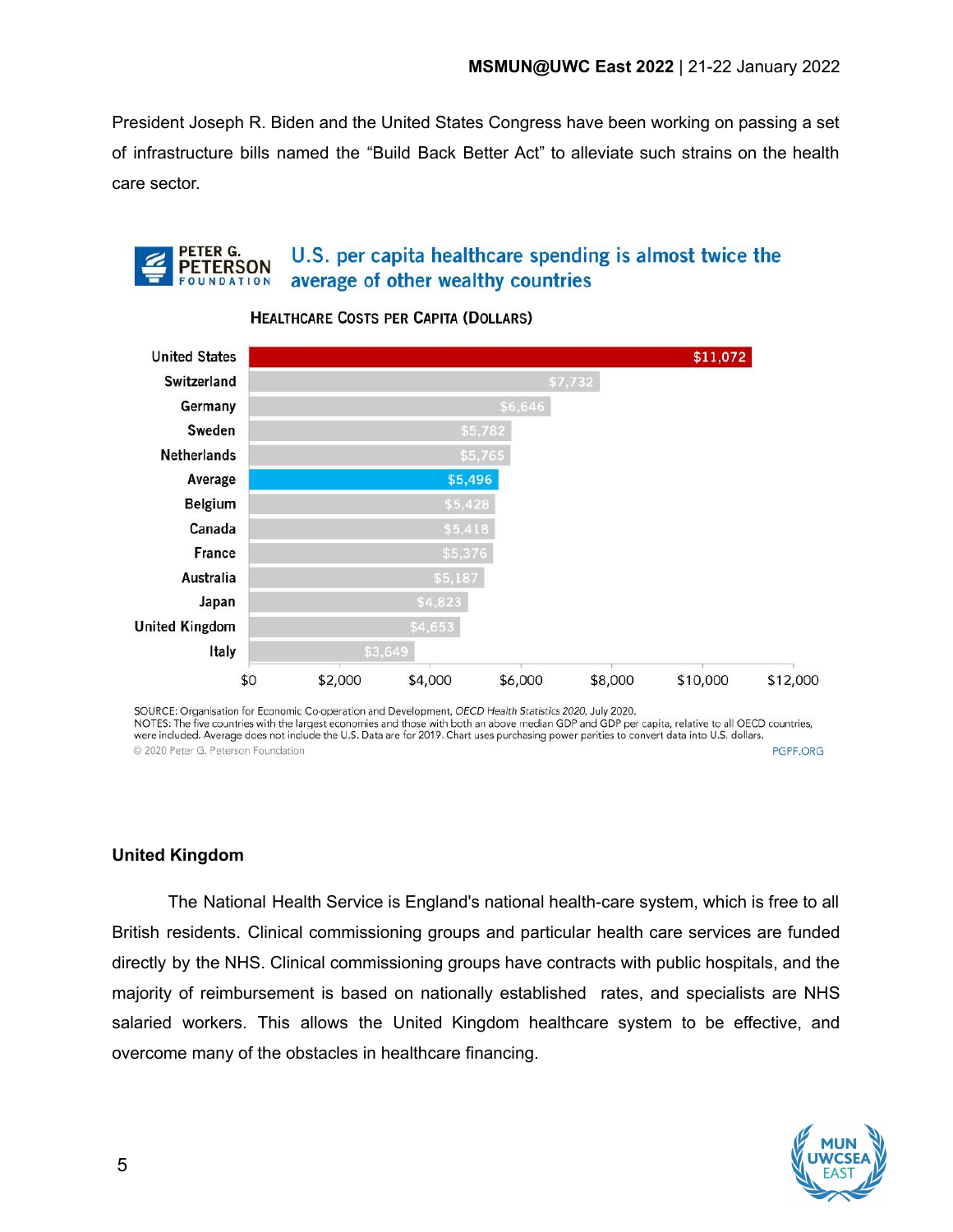President Joseph R. Biden and the United States Congress have been working on passing a set of infrastructure bills named the "Build Back Better Act" to alleviate such strains on the health care sector.

**PETER G. PETERSON FOUNDATION**

**U.S. per capita healthcare spending is almost twice the average of other wealthy countries**

HEALTHCARE COSTS PER CAPITA (DOLLARS)

| Country | Cost |
| --- | --- |
| United States | $11,072 |
| Switzerland | $7,732 |
| Germany | $6,646 |
| Sweden | $5,782 |
| Netherlands | $5,765 |
| Average | $5,496 |
| Belgium | $5,428 |
| Canada | $5,418 |
| France | $5,376 |
| Australia | $5,187 |
| Japan | $4,823 |
| United Kingdom | $4,653 |
| Italy | $3,649 |

SOURCE: Organisation for Economic Co-operation and Development, *OECD Health Statistics 2020*, July 2020.
NOTES: The five countries with the largest economies and those with both an above median GDP and GDP per capita, relative to all OECD countries, were included. Average does not include the U.S. Data are for 2019. Chart uses purchasing power parities to convert data into U.S. dollars.
© 2020 Peter G. Peterson Foundation PGPF.ORG

**United Kingdom**

The National Health Service is England's national health-care system, which is free to all British residents. Clinical commissioning groups and particular health care services are funded directly by the NHS. Clinical commissioning groups have contracts with public hospitals, and the majority of reimbursement is based on nationally established rates, and specialists are NHS salaried workers. This allows the United Kingdom healthcare system to be effective, and overcome many of the obstacles in healthcare financing.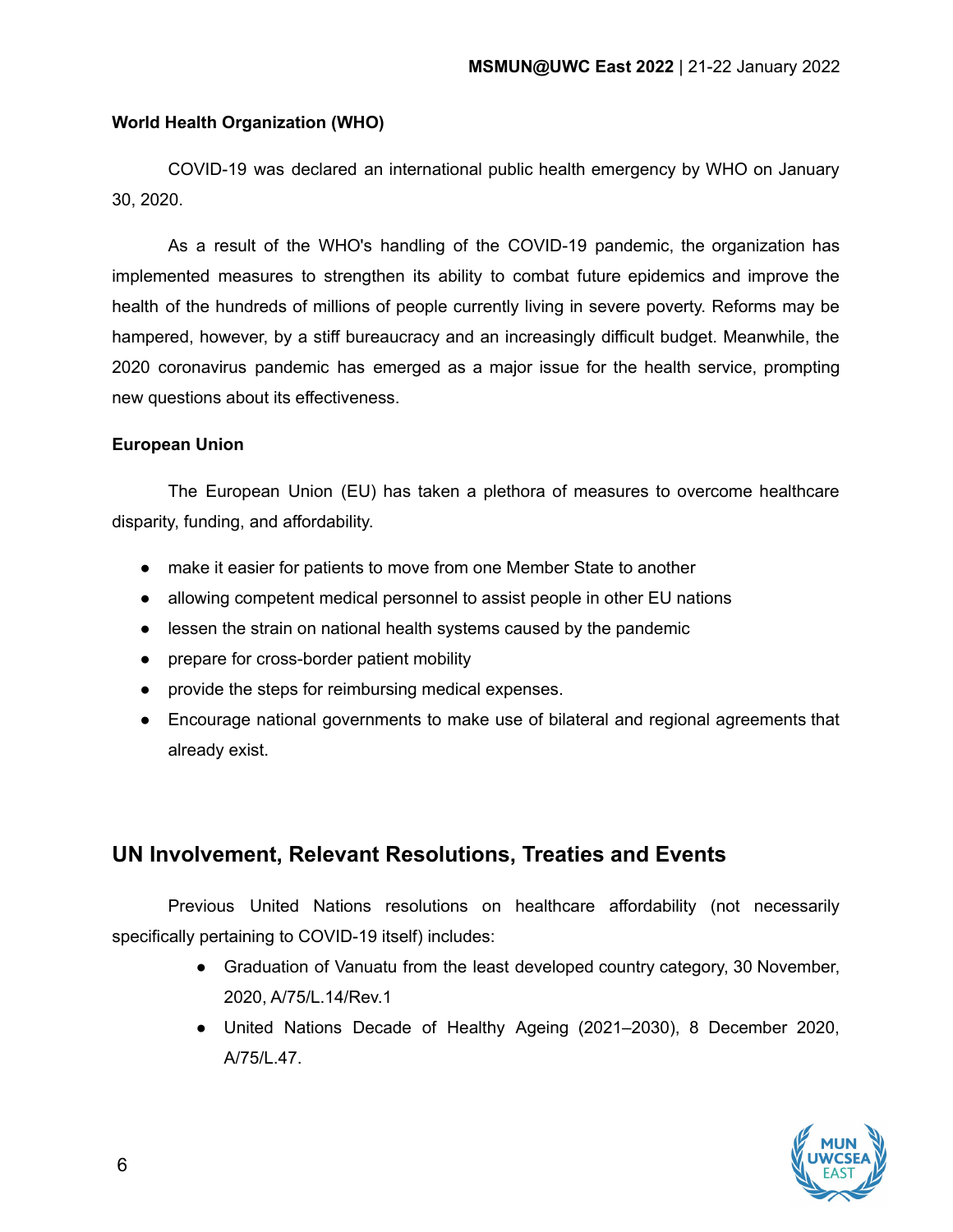**World Health Organization (WHO)**

COVID-19 was declared an international public health emergency by WHO on January 30, 2020.

As a result of the WHO's handling of the COVID-19 pandemic, the organization has implemented measures to strengthen its ability to combat future epidemics and improve the health of the hundreds of millions of people currently living in severe poverty. Reforms may be hampered, however, by a stiff bureaucracy and an increasingly difficult budget. Meanwhile, the 2020 coronavirus pandemic has emerged as a major issue for the health service, prompting new questions about its effectiveness.

**European Union**

The European Union (EU) has taken a plethora of measures to overcome healthcare disparity, funding, and affordability.

- make it easier for patients to move from one Member State to another
- allowing competent medical personnel to assist people in other EU nations
- lessen the strain on national health systems caused by the pandemic
- prepare for cross-border patient mobility
- provide the steps for reimbursing medical expenses.
- Encourage national governments to make use of bilateral and regional agreements that already exist.

## UN Involvement, Relevant Resolutions, Treaties and Events

Previous United Nations resolutions on healthcare affordability (not necessarily specifically pertaining to COVID-19 itself) includes:

- Graduation of Vanuatu from the least developed country category, 30 November, 2020, A/75/L.14/Rev.1
- United Nations Decade of Healthy Ageing (2021–2030), 8 December 2020, A/75/L.47.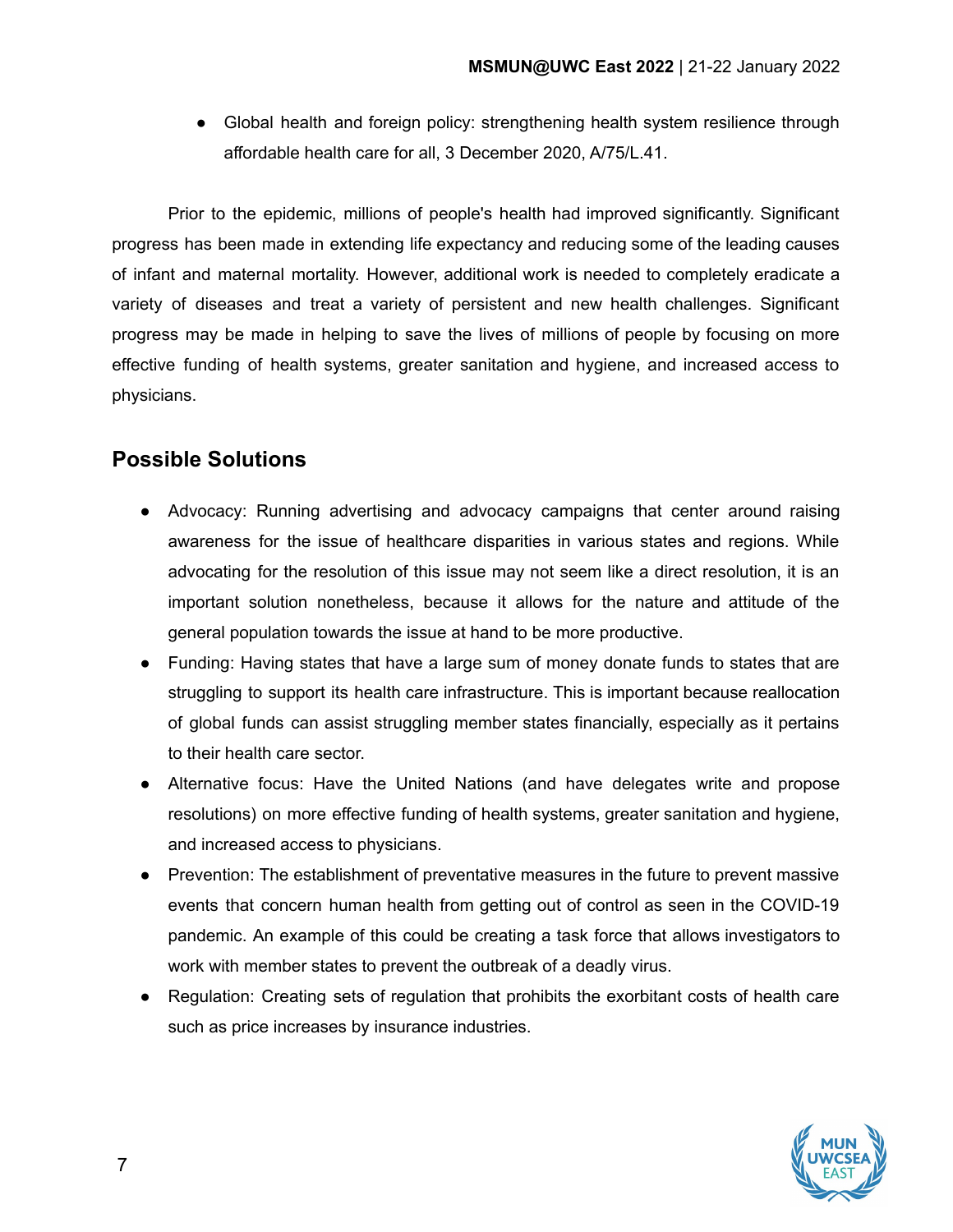- Global health and foreign policy: strengthening health system resilience through affordable health care for all, 3 December 2020, A/75/L.41.

Prior to the epidemic, millions of people's health had improved significantly. Significant progress has been made in extending life expectancy and reducing some of the leading causes of infant and maternal mortality. However, additional work is needed to completely eradicate a variety of diseases and treat a variety of persistent and new health challenges. Significant progress may be made in helping to save the lives of millions of people by focusing on more effective funding of health systems, greater sanitation and hygiene, and increased access to physicians.

## Possible Solutions

- Advocacy: Running advertising and advocacy campaigns that center around raising awareness for the issue of healthcare disparities in various states and regions. While advocating for the resolution of this issue may not seem like a direct resolution, it is an important solution nonetheless, because it allows for the nature and attitude of the general population towards the issue at hand to be more productive.
- Funding: Having states that have a large sum of money donate funds to states that are struggling to support its health care infrastructure. This is important because reallocation of global funds can assist struggling member states financially, especially as it pertains to their health care sector.
- Alternative focus: Have the United Nations (and have delegates write and propose resolutions) on more effective funding of health systems, greater sanitation and hygiene, and increased access to physicians.
- Prevention: The establishment of preventative measures in the future to prevent massive events that concern human health from getting out of control as seen in the COVID-19 pandemic. An example of this could be creating a task force that allows investigators to work with member states to prevent the outbreak of a deadly virus.
- Regulation: Creating sets of regulation that prohibits the exorbitant costs of health care such as price increases by insurance industries.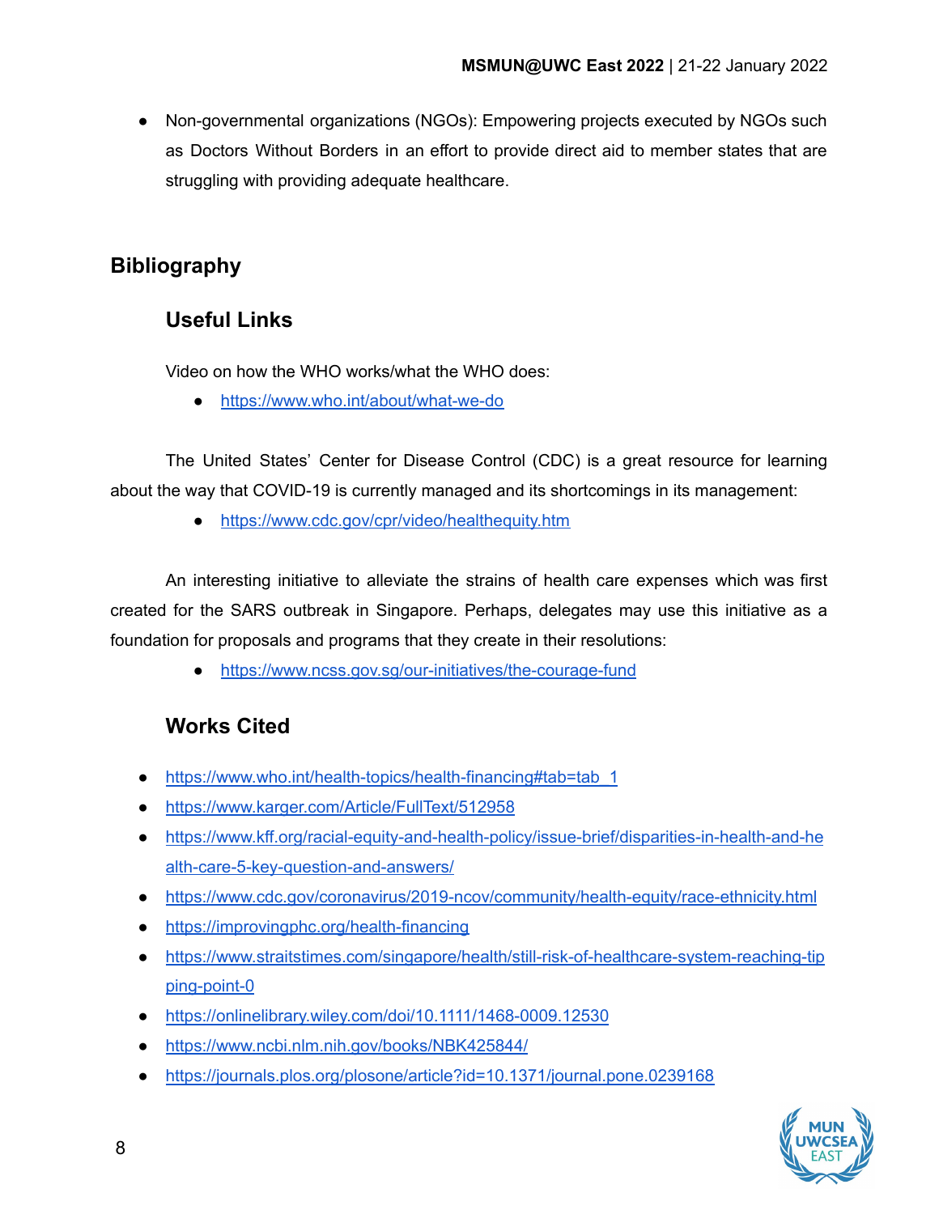- Non-governmental organizations (NGOs): Empowering projects executed by NGOs such as Doctors Without Borders in an effort to provide direct aid to member states that are struggling with providing adequate healthcare.

## Bibliography

### Useful Links

Video on how the WHO works/what the WHO does:

- https://www.who.int/about/what-we-do

The United States' Center for Disease Control (CDC) is a great resource for learning about the way that COVID-19 is currently managed and its shortcomings in its management:

- https://www.cdc.gov/cpr/video/healthequity.htm

An interesting initiative to alleviate the strains of health care expenses which was first created for the SARS outbreak in Singapore. Perhaps, delegates may use this initiative as a foundation for proposals and programs that they create in their resolutions:

- https://www.ncss.gov.sg/our-initiatives/the-courage-fund

### Works Cited

- https://www.who.int/health-topics/health-financing#tab=tab_1
- https://www.karger.com/Article/FullText/512958
- https://www.kff.org/racial-equity-and-health-policy/issue-brief/disparities-in-health-and-health-care-5-key-question-and-answers/
- https://www.cdc.gov/coronavirus/2019-ncov/community/health-equity/race-ethnicity.html
- https://improvingphc.org/health-financing
- https://www.straitstimes.com/singapore/health/still-risk-of-healthcare-system-reaching-tipping-point-0
- https://onlinelibrary.wiley.com/doi/10.1111/1468-0009.12530
- https://www.ncbi.nlm.nih.gov/books/NBK425844/
- https://journals.plos.org/plosone/article?id=10.1371/journal.pone.0239168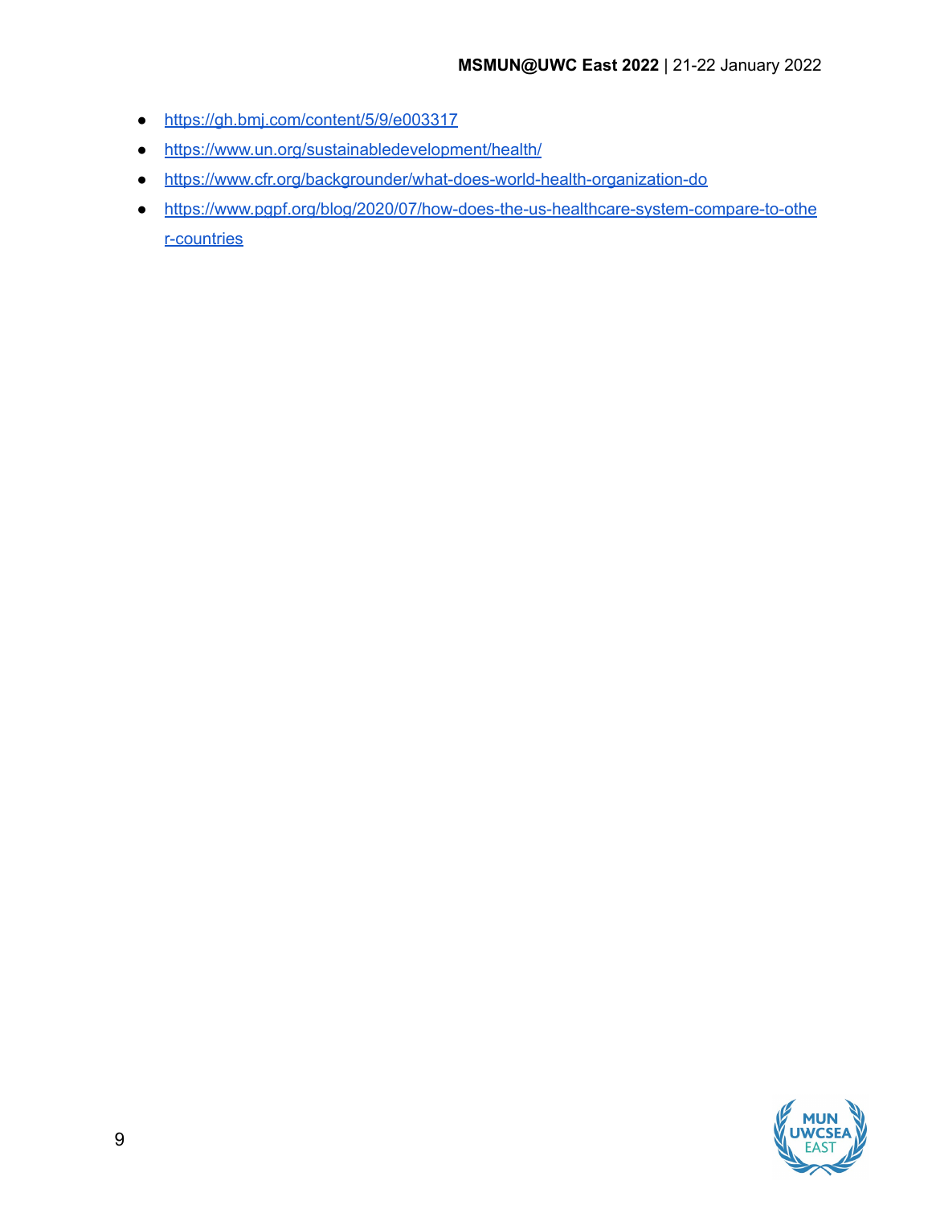- https://gh.bmj.com/content/5/9/e003317
- https://www.un.org/sustainabledevelopment/health/
- https://www.cfr.org/backgrounder/what-does-world-health-organization-do
- https://www.pgpf.org/blog/2020/07/how-does-the-us-healthcare-system-compare-to-other-countries